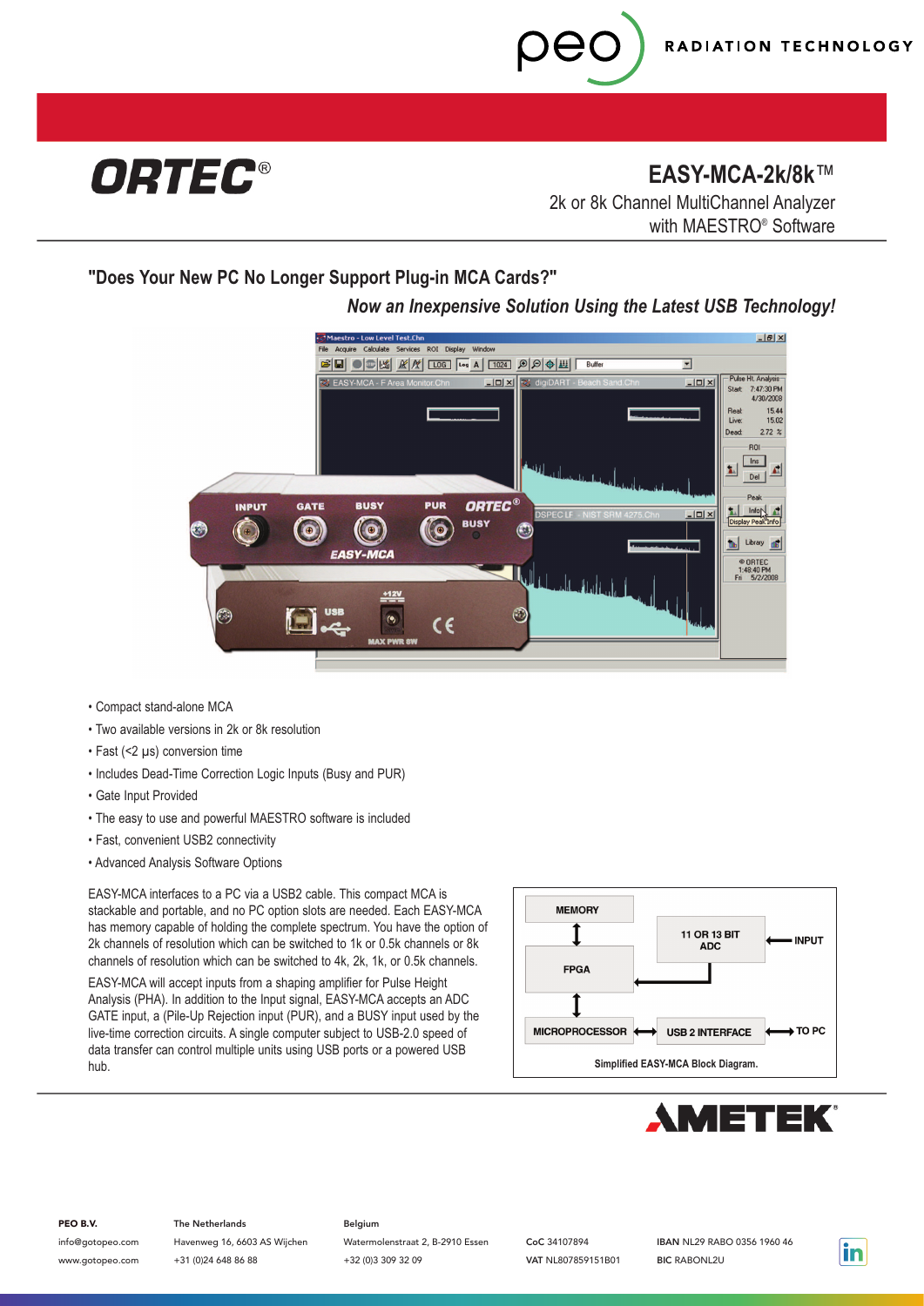ORTEC®

# EASY-MCA-2k/8k™

2k or 8k Channel MultiChannel Analyzer with MAESTRO® Software

## "Does Your New PC No Longer Support Plug-in MCA Cards?"

***Now an Inexpensive Solution Using the Latest USB Technology!***

- Compact stand-alone MCA
- Two available versions in 2k or 8k resolution
- Fast (<2 µs) conversion time
- Includes Dead-Time Correction Logic Inputs (Busy and PUR)
- Gate Input Provided
- The easy to use and powerful MAESTRO software is included
- Fast, convenient USB2 connectivity
- Advanced Analysis Software Options

EASY-MCA interfaces to a PC via a USB2 cable. This compact MCA is stackable and portable, and no PC option slots are needed. Each EASY-MCA has memory capable of holding the complete spectrum. You have the option of 2k channels of resolution which can be switched to 1k or 0.5k channels or 8k channels of resolution which can be switched to 4k, 2k, 1k, or 0.5k channels.

EASY-MCA will accept inputs from a shaping amplifier for Pulse Height Analysis (PHA). In addition to the Input signal, EASY-MCA accepts an ADC GATE input, a (Pile-Up Rejection input (PUR), and a BUSY input used by the live-time correction circuits. A single computer subject to USB-2.0 speed of data transfer can control multiple units using USB ports or a powered USB hub.

MEMORY — FPGA — MICROPROCESSOR — USB 2 INTERFACE — TO PC; INPUT — 11 OR 13 BIT ADC — FPGA

Simplified EASY-MCA Block Diagram.

AMETEK®

PEO B.V.
info@gotopeo.com
www.gotopeo.com

The Netherlands
Havenweg 16, 6603 AS Wijchen
+31 (0)24 648 86 88

Belgium
Watermolenstraat 2, B-2910 Essen
+32 (0)3 309 32 09

CoC 34107894
VAT NL807859151B01

IBAN NL29 RABO 0356 1960 46
BIC RABONL2U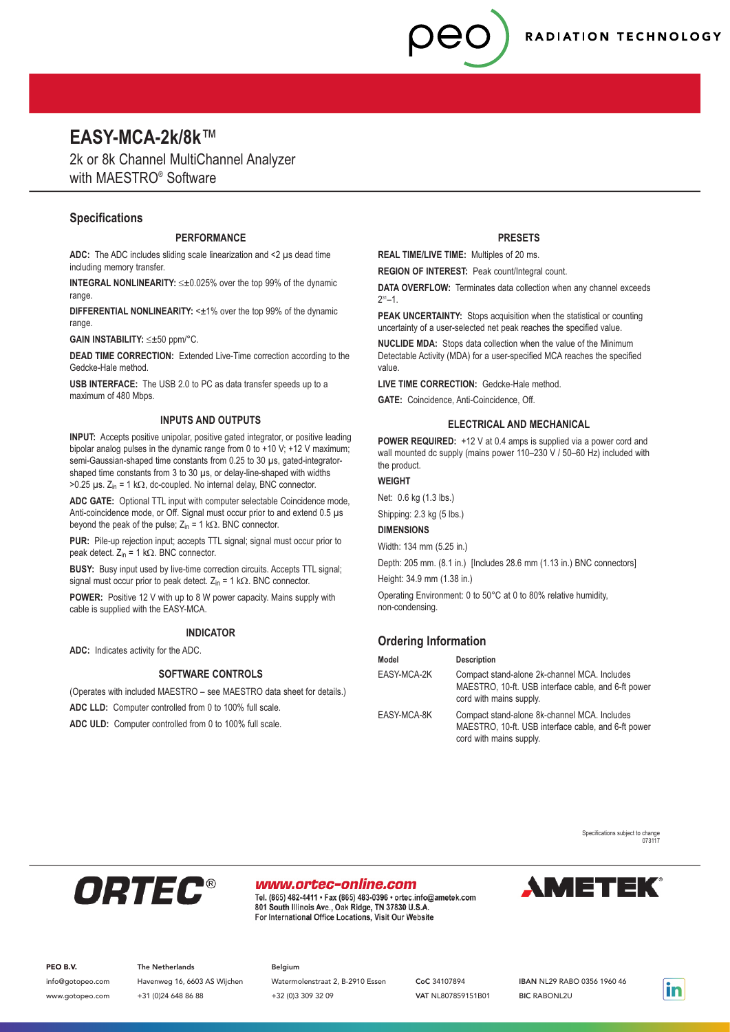# EASY-MCA-2k/8k™

2k or 8k Channel MultiChannel Analyzer with MAESTRO® Software

## Specifications

### PERFORMANCE

**ADC:** The ADC includes sliding scale linearization and <2 µs dead time including memory transfer.

**INTEGRAL NONLINEARITY:** ≤±0.025% over the top 99% of the dynamic range.

**DIFFERENTIAL NONLINEARITY:** <±1% over the top 99% of the dynamic range.

**GAIN INSTABILITY:** ≤±50 ppm/°C.

**DEAD TIME CORRECTION:** Extended Live-Time correction according to the Gedcke-Hale method.

**USB INTERFACE:** The USB 2.0 to PC as data transfer speeds up to a maximum of 480 Mbps.

### INPUTS AND OUTPUTS

**INPUT:** Accepts positive unipolar, positive gated integrator, or positive leading bipolar analog pulses in the dynamic range from 0 to +10 V; +12 V maximum; semi-Gaussian-shaped time constants from 0.25 to 30 µs, gated-integrator-shaped time constants from 3 to 30 µs, or delay-line-shaped with widths >0.25 µs. $Z_{in}$ = 1 kΩ, dc-coupled. No internal delay, BNC connector.

**ADC GATE:** Optional TTL input with computer selectable Coincidence mode, Anti-coincidence mode, or Off. Signal must occur prior to and extend 0.5 µs beyond the peak of the pulse; $Z_{in}$ = 1 kΩ. BNC connector.

**PUR:** Pile-up rejection input; accepts TTL signal; signal must occur prior to peak detect. $Z_{in}$ = 1 kΩ. BNC connector.

**BUSY:** Busy input used by live-time correction circuits. Accepts TTL signal; signal must occur prior to peak detect. $Z_{in}$ = 1 kΩ. BNC connector.

**POWER:** Positive 12 V with up to 8 W power capacity. Mains supply with cable is supplied with the EASY-MCA.

### INDICATOR

**ADC:** Indicates activity for the ADC.

### SOFTWARE CONTROLS

(Operates with included MAESTRO – see MAESTRO data sheet for details.)

**ADC LLD:** Computer controlled from 0 to 100% full scale.

**ADC ULD:** Computer controlled from 0 to 100% full scale.

### PRESETS

**REAL TIME/LIVE TIME:** Multiples of 20 ms.

**REGION OF INTEREST:** Peak count/Integral count.

**DATA OVERFLOW:** Terminates data collection when any channel exceeds $2^{31}$–1.

**PEAK UNCERTAINTY:** Stops acquisition when the statistical or counting uncertainty of a user-selected net peak reaches the specified value.

**NUCLIDE MDA:** Stops data collection when the value of the Minimum Detectable Activity (MDA) for a user-specified MCA reaches the specified value.

**LIVE TIME CORRECTION:** Gedcke-Hale method.

**GATE:** Coincidence, Anti-Coincidence, Off.

### ELECTRICAL AND MECHANICAL

**POWER REQUIRED:** +12 V at 0.4 amps is supplied via a power cord and wall mounted dc supply (mains power 110–230 V / 50–60 Hz) included with the product.

**WEIGHT**

Net: 0.6 kg (1.3 lbs.)

Shipping: 2.3 kg (5 lbs.)

**DIMENSIONS**

Width: 134 mm (5.25 in.)

Depth: 205 mm. (8.1 in.) [Includes 28.6 mm (1.13 in.) BNC connectors]

Height: 34.9 mm (1.38 in.)

Operating Environment: 0 to 50°C at 0 to 80% relative humidity, non-condensing.

## Ordering Information

| Model | Description |
|---|---|
| EASY-MCA-2K | Compact stand-alone 2k-channel MCA. Includes MAESTRO, 10-ft. USB interface cable, and 6-ft power cord with mains supply. |
| EASY-MCA-8K | Compact stand-alone 8k-channel MCA. Includes MAESTRO, 10-ft. USB interface cable, and 6-ft power cord with mains supply. |

Specifications subject to change
073117

ORTEC®

www.ortec-online.com
Tel. (865) 482-4411 • Fax (865) 483-0396 • ortec.info@ametek.com
801 South Illinois Ave., Oak Ridge, TN 37830 U.S.A.
For International Office Locations, Visit Our Website

AMETEK®